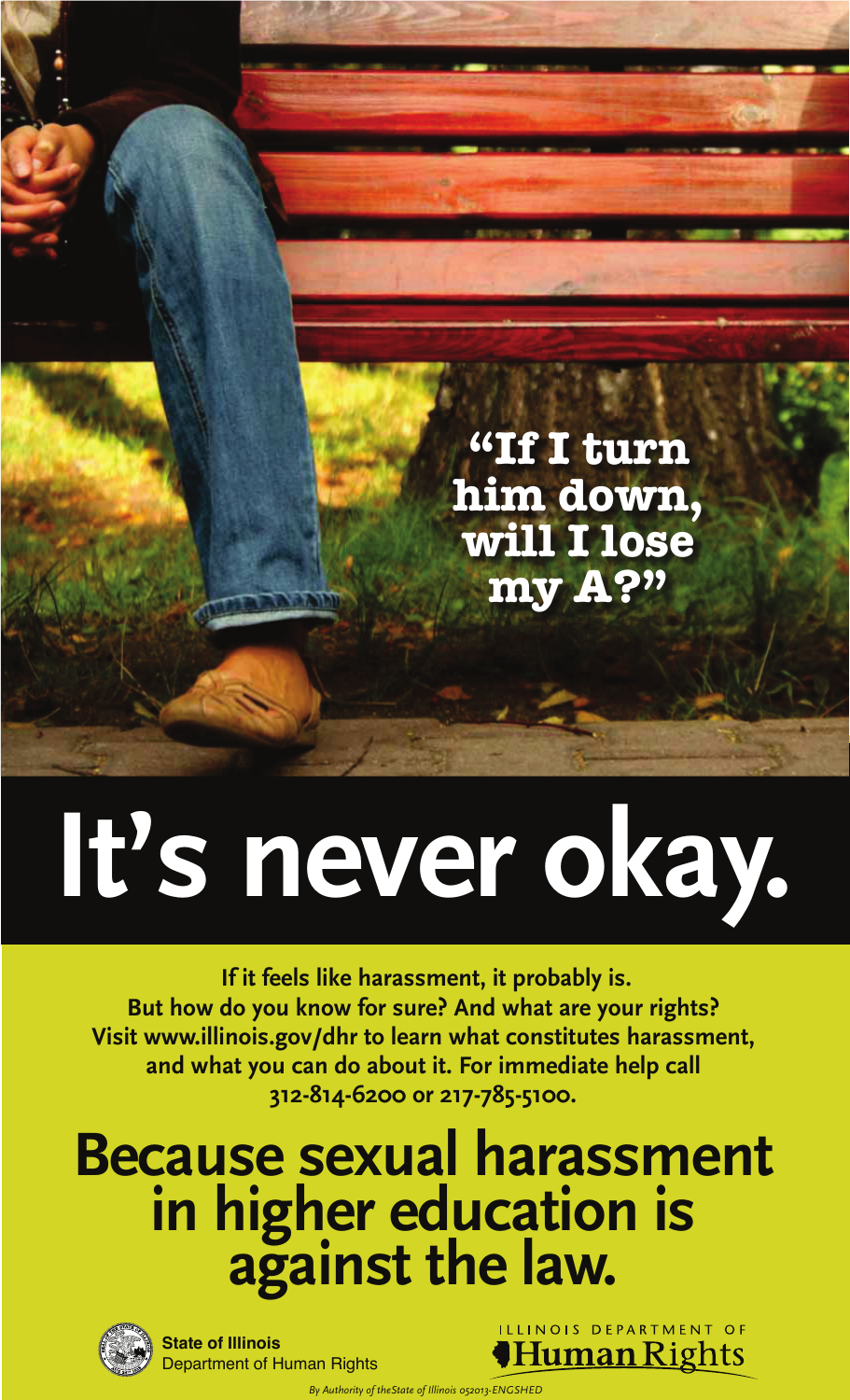"If I turn him down, will I lose my A?"

# It's never okay.

**If it feels like harassment, it probably is.
But how do you know for sure? And what are your rights?
Visit www.illinois.gov/dhr to learn what constitutes harassment, and what you can do about it. For immediate help call 312-814-6200 or 217-785-5100.**

## Because sexual harassment in higher education is against the law.

**State of Illinois**
Department of Human Rights

ILLINOIS DEPARTMENT OF
Human Rights

*By Authority of theState of Illinois 052013-ENGSHED*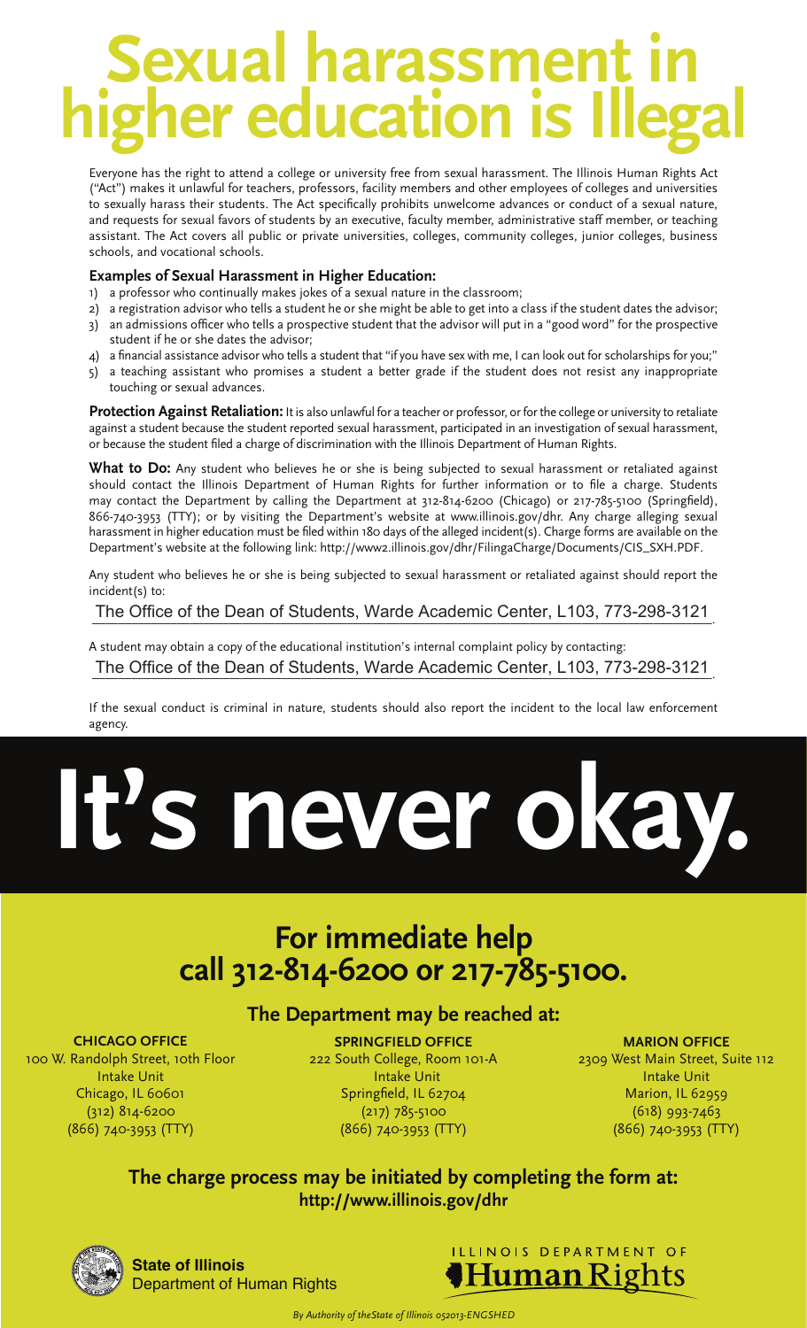# Sexual harassment in higher education is Illegal

Everyone has the right to attend a college or university free from sexual harassment. The Illinois Human Rights Act ("Act") makes it unlawful for teachers, professors, facility members and other employees of colleges and universities to sexually harass their students. The Act specifically prohibits unwelcome advances or conduct of a sexual nature, and requests for sexual favors of students by an executive, faculty member, administrative staff member, or teaching assistant. The Act covers all public or private universities, colleges, community colleges, junior colleges, business schools, and vocational schools.

### Examples of Sexual Harassment in Higher Education:

1) a professor who continually makes jokes of a sexual nature in the classroom;
2) a registration advisor who tells a student he or she might be able to get into a class if the student dates the advisor;
3) an admissions officer who tells a prospective student that the advisor will put in a "good word" for the prospective student if he or she dates the advisor;
4) a financial assistance advisor who tells a student that "if you have sex with me, I can look out for scholarships for you;"
5) a teaching assistant who promises a student a better grade if the student does not resist any inappropriate touching or sexual advances.

**Protection Against Retaliation:** It is also unlawful for a teacher or professor, or for the college or university to retaliate against a student because the student reported sexual harassment, participated in an investigation of sexual harassment, or because the student filed a charge of discrimination with the Illinois Department of Human Rights.

**What to Do:** Any student who believes he or she is being subjected to sexual harassment or retaliated against should contact the Illinois Department of Human Rights for further information or to file a charge. Students may contact the Department by calling the Department at 312-814-6200 (Chicago) or 217-785-5100 (Springfield), 866-740-3953 (TTY); or by visiting the Department's website at www.illinois.gov/dhr. Any charge alleging sexual harassment in higher education must be filed within 180 days of the alleged incident(s). Charge forms are available on the Department's website at the following link: http://www2.illinois.gov/dhr/FilingaCharge/Documents/CIS_SXH.PDF.

Any student who believes he or she is being subjected to sexual harassment or retaliated against should report the incident(s) to:

The Office of the Dean of Students, Warde Academic Center, L103, 773-298-3121.

A student may obtain a copy of the educational institution's internal complaint policy by contacting:

The Office of the Dean of Students, Warde Academic Center, L103, 773-298-3121.

If the sexual conduct is criminal in nature, students should also report the incident to the local law enforcement agency.

# It's never okay.

## For immediate help call 312-814-6200 or 217-785-5100.

### The Department may be reached at:

**CHICAGO OFFICE**
100 W. Randolph Street, 10th Floor
Intake Unit
Chicago, IL 60601
(312) 814-6200
(866) 740-3953 (TTY)

**SPRINGFIELD OFFICE**
222 South College, Room 101-A
Intake Unit
Springfield, IL 62704
(217) 785-5100
(866) 740-3953 (TTY)

**MARION OFFICE**
2309 West Main Street, Suite 112
Intake Unit
Marion, IL 62959
(618) 993-7463
(866) 740-3953 (TTY)

**The charge process may be initiated by completing the form at:**
**http://www.illinois.gov/dhr**

**State of Illinois**
Department of Human Rights

ILLINOIS DEPARTMENT OF Human Rights

*By Authority of theState of Illinois 052013-ENGSHED*